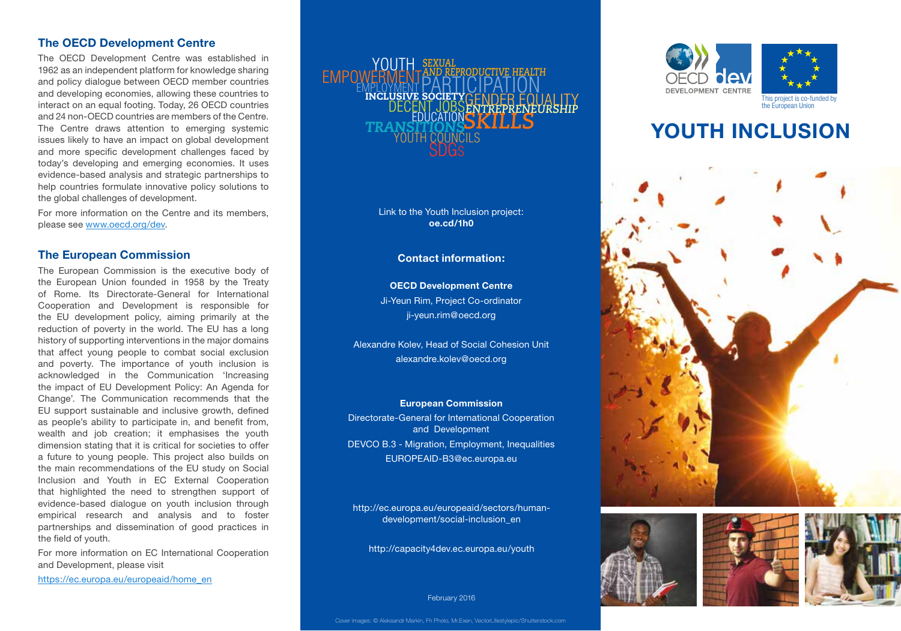## The OECD Development Centre

The OECD Development Centre was established in 1962 as an independent platform for knowledge sharing and policy dialogue between OECD member countries and developing economies, allowing these countries to interact on an equal footing. Today, 26 OECD countries and 24 non-OECD countries are members of the Centre. The Centre draws attention to emerging systemic issues likely to have an impact on global development and more specific development challenges faced by today's developing and emerging economies. It uses evidence-based analysis and strategic partnerships to help countries formulate innovative policy solutions to the global challenges of development.

For more information on the Centre and its members, please see [www.oecd.org/dev](www.oecd.org/dev).

## The European Commission

The European Commission is the executive body of the European Union founded in 1958 by the Treaty of Rome. Its Directorate-General for International Cooperation and Development is responsible for the EU development policy, aiming primarily at the reduction of poverty in the world. The EU has a long history of supporting interventions in the major domains that affect young people to combat social exclusion and poverty. The importance of youth inclusion is acknowledged in the Communication 'Increasing the impact of EU Development Policy: An Agenda for Change'. The Communication recommends that the EU support sustainable and inclusive growth, defined as people's ability to participate in, and benefit from, wealth and job creation; it emphasises the youth dimension stating that it is critical for societies to offer a future to young people. This project also builds on the main recommendations of the EU study on Social Inclusion and Youth in EC External Cooperation that highlighted the need to strengthen support of evidence-based dialogue on youth inclusion through empirical research and analysis and to foster partnerships and dissemination of good practices in the field of youth.

For more information on EC International Cooperation and Development, please visit

[https://ec.europa.eu/europeaid/home_en](https://ec.europa.eu/europeaid/home_en)

YOUTH SEXUAL AND REPRODUCTIVE HEALTH EMPOWERMENT EMPLOYMENT PARTICIPATION INCLUSIVE SOCIETY GENDER EQUALITY DECENT JOBS ENTREPRENEURSHIP EDUCATION TRANSITIONS SKILLS YOUTH COUNCILS SDGs

Link to the Youth Inclusion project:
**oe.cd/1h0**

### Contact information:

**OECD Development Centre**

Ji-Yeun Rim, Project Co-ordinator
ji-yeun.rim@oecd.org

Alexandre Kolev, Head of Social Cohesion Unit
alexandre.kolev@oecd.org

**European Commission**

Directorate-General for International Cooperation and Development

DEVCO B.3 - Migration, Employment, Inequalities
EUROPEAID-B3@ec.europa.eu

http://ec.europa.eu/europeaid/sectors/human-development/social-inclusion_en

http://capacity4dev.ec.europa.eu/youth

February 2016

Cover images: © Aleksandr Markin, Fh Photo, Mr.Exen, VectorLifestylepic/Shutterstock.com

OECD dev DEVELOPMENT CENTRE

This project is co-funded by the European Union

# YOUTH INCLUSION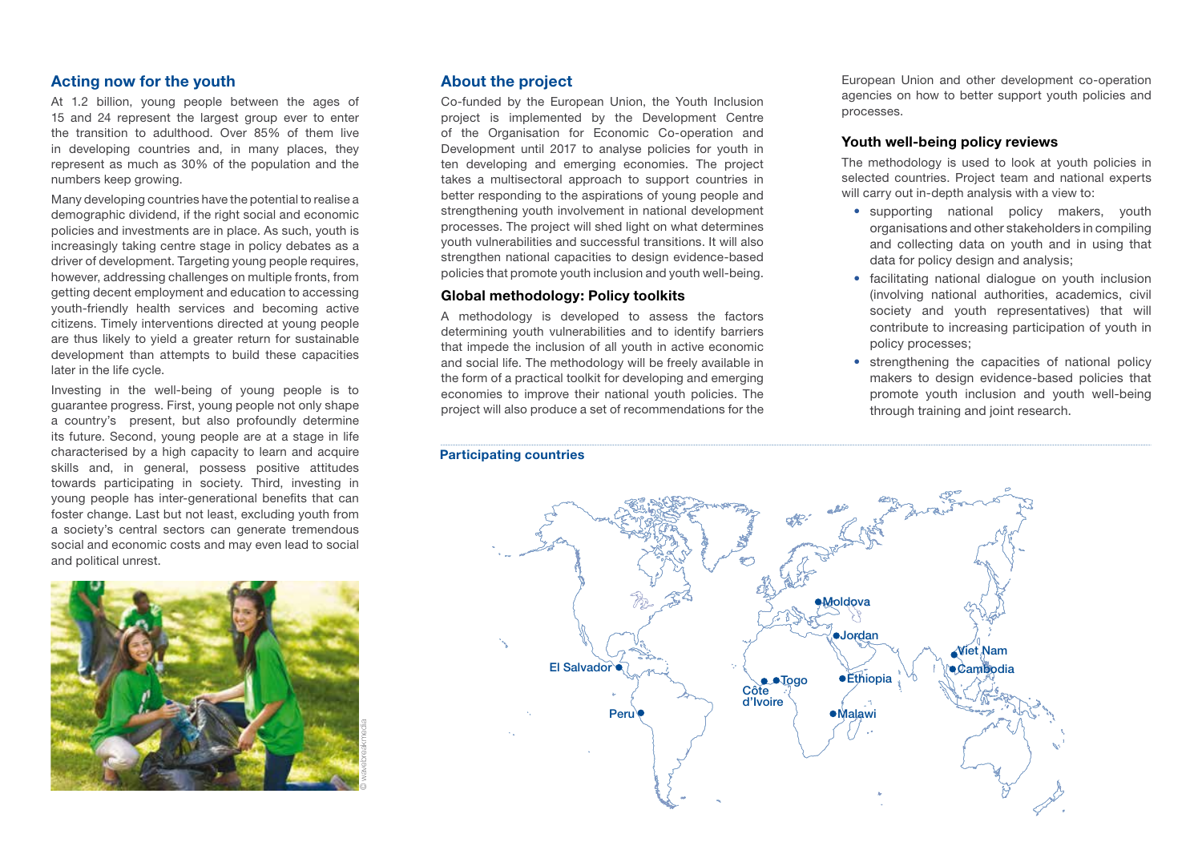## Acting now for the youth

At 1.2 billion, young people between the ages of 15 and 24 represent the largest group ever to enter the transition to adulthood. Over 85% of them live in developing countries and, in many places, they represent as much as 30% of the population and the numbers keep growing.

Many developing countries have the potential to realise a demographic dividend, if the right social and economic policies and investments are in place. As such, youth is increasingly taking centre stage in policy debates as a driver of development. Targeting young people requires, however, addressing challenges on multiple fronts, from getting decent employment and education to accessing youth-friendly health services and becoming active citizens. Timely interventions directed at young people are thus likely to yield a greater return for sustainable development than attempts to build these capacities later in the life cycle.

Investing in the well-being of young people is to guarantee progress. First, young people not only shape a country's present, but also profoundly determine its future. Second, young people are at a stage in life characterised by a high capacity to learn and acquire skills and, in general, possess positive attitudes towards participating in society. Third, investing in young people has inter-generational benefits that can foster change. Last but not least, excluding youth from a society's central sectors can generate tremendous social and economic costs and may even lead to social and political unrest.

© wavebreakmedia

## About the project

Co-funded by the European Union, the Youth Inclusion project is implemented by the Development Centre of the Organisation for Economic Co-operation and Development until 2017 to analyse policies for youth in ten developing and emerging economies. The project takes a multisectoral approach to support countries in better responding to the aspirations of young people and strengthening youth involvement in national development processes. The project will shed light on what determines youth vulnerabilities and successful transitions. It will also strengthen national capacities to design evidence-based policies that promote youth inclusion and youth well-being.

### Global methodology: Policy toolkits

A methodology is developed to assess the factors determining youth vulnerabilities and to identify barriers that impede the inclusion of all youth in active economic and social life. The methodology will be freely available in the form of a practical toolkit for developing and emerging economies to improve their national youth policies. The project will also produce a set of recommendations for the European Union and other development co-operation agencies on how to better support youth policies and processes.

### Youth well-being policy reviews

The methodology is used to look at youth policies in selected countries. Project team and national experts will carry out in-depth analysis with a view to:

- supporting national policy makers, youth organisations and other stakeholders in compiling and collecting data on youth and in using that data for policy design and analysis;
- facilitating national dialogue on youth inclusion (involving national authorities, academics, civil society and youth representatives) that will contribute to increasing participation of youth in policy processes;
- strengthening the capacities of national policy makers to design evidence-based policies that promote youth inclusion and youth well-being through training and joint research.

### Participating countries

Moldova
Jordan
Viet Nam
Cambodia
El Salvador
Togo
Côte d'Ivoire
Ethiopia
Peru
Malawi